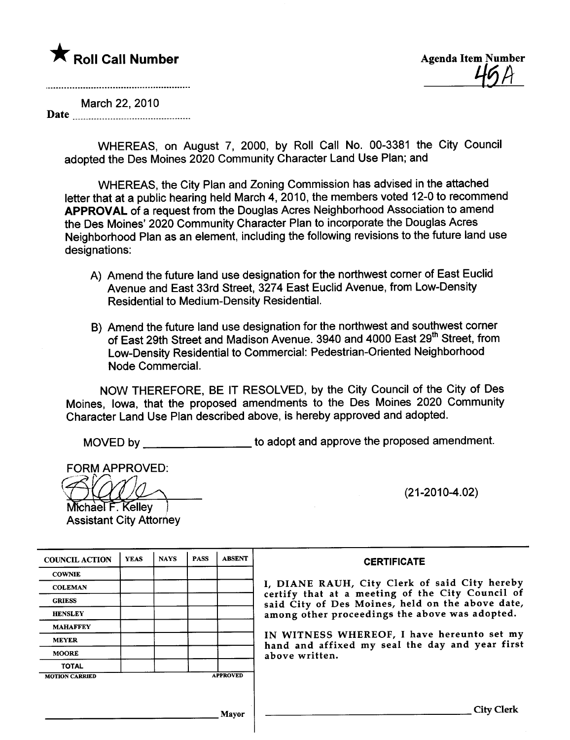★ **Roll Call Number**

**Agenda Item Number**
45A

Date March 22, 2010

WHEREAS, on August 7, 2000, by Roll Call No. 00-3381 the City Council adopted the Des Moines 2020 Community Character Land Use Plan; and

WHEREAS, the City Plan and Zoning Commission has advised in the attached letter that at a public hearing held March 4, 2010, the members voted 12-0 to recommend **APPROVAL** of a request from the Douglas Acres Neighborhood Association to amend the Des Moines' 2020 Community Character Plan to incorporate the Douglas Acres Neighborhood Plan as an element, including the following revisions to the future land use designations:

A) Amend the future land use designation for the northwest corner of East Euclid Avenue and East 33rd Street, 3274 East Euclid Avenue, from Low-Density Residential to Medium-Density Residential.

B) Amend the future land use designation for the northwest and southwest corner of East 29th Street and Madison Avenue. 3940 and 4000 East 29th Street, from Low-Density Residential to Commercial: Pedestrian-Oriented Neighborhood Node Commercial.

NOW THEREFORE, BE IT RESOLVED, by the City Council of the City of Des Moines, Iowa, that the proposed amendments to the Des Moines 2020 Community Character Land Use Plan described above, is hereby approved and adopted.

MOVED by ________________ to adopt and approve the proposed amendment.

FORM APPROVED:

Michael F. Kelley
Assistant City Attorney

(21-2010-4.02)

| COUNCIL ACTION | YEAS | NAYS | PASS | ABSENT |
|---|---|---|---|---|
| COWNIE | | | | |
| COLEMAN | | | | |
| GRIESS | | | | |
| HENSLEY | | | | |
| MAHAFFEY | | | | |
| MEYER | | | | |
| MOORE | | | | |
| TOTAL | | | | |
| MOTION CARRIED | | | | APPROVED |

________________ Mayor

**CERTIFICATE**

I, DIANE RAUH, City Clerk of said City hereby certify that at a meeting of the City Council of said City of Des Moines, held on the above date, among other proceedings the above was adopted.

IN WITNESS WHEREOF, I have hereunto set my hand and affixed my seal the day and year first above written.

________________ City Clerk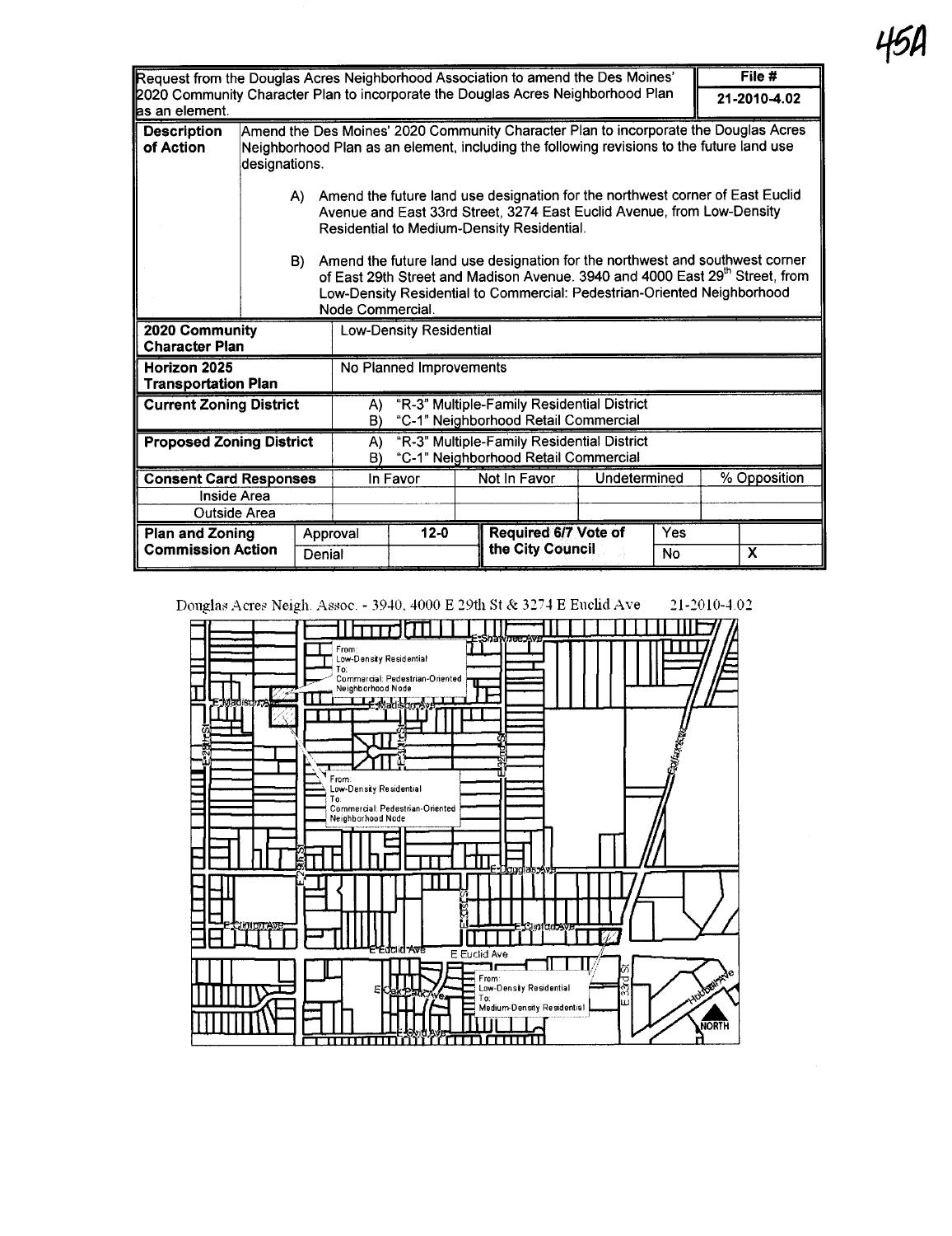45A

| Request from the Douglas Acres Neighborhood Association to amend the Des Moines' 2020 Community Character Plan to incorporate the Douglas Acres Neighborhood Plan as an element. | | | | | | | File # |
|---|---|---|---|---|---|---|---|
| | | | | | | | 21-2010-4.02 |
| **Description of Action** | Amend the Des Moines' 2020 Community Character Plan to incorporate the Douglas Acres Neighborhood Plan as an element, including the following revisions to the future land use designations.<br><br>A) Amend the future land use designation for the northwest corner of East Euclid Avenue and East 33rd Street, 3274 East Euclid Avenue, from Low-Density Residential to Medium-Density Residential.<br><br>B) Amend the future land use designation for the northwest and southwest corner of East 29th Street and Madison Avenue. 3940 and 4000 East 29th Street, from Low-Density Residential to Commercial: Pedestrian-Oriented Neighborhood Node Commercial. | | | | | | |
| **2020 Community Character Plan** | | Low-Density Residential | | | | | |
| **Horizon 2025 Transportation Plan** | | No Planned Improvements | | | | | |
| **Current Zoning District** | | A) "R-3" Multiple-Family Residential District<br>B) "C-1" Neighborhood Retail Commercial | | | | | |
| **Proposed Zoning District** | | A) "R-3" Multiple-Family Residential District<br>B) "C-1" Neighborhood Retail Commercial | | | | | |
| **Consent Card Responses** | | In Favor | | Not In Favor | Undetermined | | % Opposition |
| Inside Area | | | | | | | |
| Outside Area | | | | | | | |
| **Plan and Zoning Commission Action** | Approval | 12-0 | | **Required 6/7 Vote of the City Council** | Yes | | |
| | Denial | | | | No | | X |

Douglas Acres Neigh. Assoc. - 3940, 4000 E 29th St & 3274 E Euclid Ave 21-2010-4.02

From:
Low-Density Residential
To:
Commercial: Pedestrian-Oriented Neighborhood Node

From:
Low-Density Residential
To:
Commercial: Pedestrian-Oriented Neighborhood Node

From:
Low-Density Residential
To:
Medium-Density Residential

E Shawnee Ave · E Madison Ave · E 25th St · E 29th St · E 30th St · E 32nd St · E Douglas Ave · E Clinton Ave · E Euclid Ave · E 31st St · E Oak Park Ave · E Ovid Ave · E 33rd St · Hubbell Ave · Colfax Ave · NORTH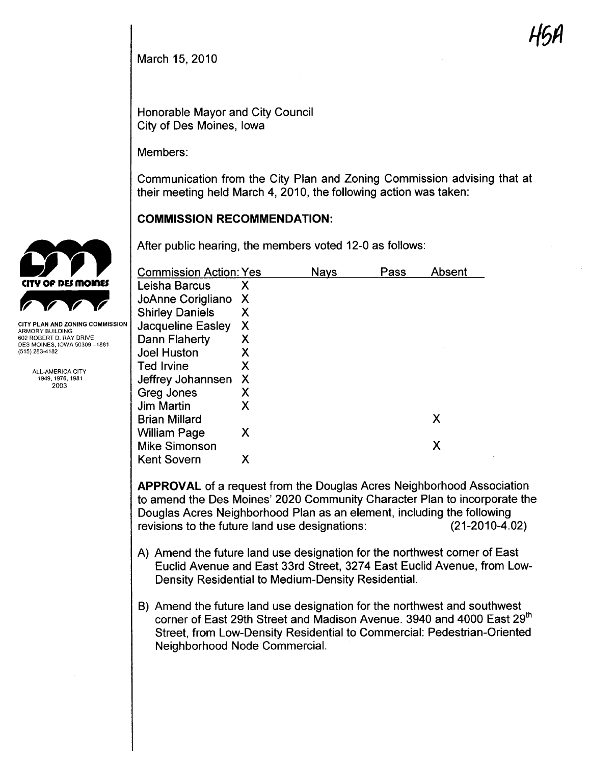H5A

March 15, 2010

Honorable Mayor and City Council
City of Des Moines, Iowa

Members:

Communication from the City Plan and Zoning Commission advising that at their meeting held March 4, 2010, the following action was taken:

CITY PLAN AND ZONING COMMISSION
ARMORY BUILDING
602 ROBERT D. RAY DRIVE
DES MOINES, IOWA 50309-1881
(515) 283-4182

ALL-AMERICA CITY
1949, 1976, 1981
2003

## COMMISSION RECOMMENDATION:

After public hearing, the members voted 12-0 as follows:

| Commission Action: | Yes | Nays | Pass | Absent |
|---|---|---|---|---|
| Leisha Barcus | X | | | |
| JoAnne Corigliano | X | | | |
| Shirley Daniels | X | | | |
| Jacqueline Easley | X | | | |
| Dann Flaherty | X | | | |
| Joel Huston | X | | | |
| Ted Irvine | X | | | |
| Jeffrey Johannsen | X | | | |
| Greg Jones | X | | | |
| Jim Martin | X | | | |
| Brian Millard | | | | X |
| William Page | X | | | |
| Mike Simonson | | | | X |
| Kent Sovern | X | | | |

**APPROVAL** of a request from the Douglas Acres Neighborhood Association to amend the Des Moines' 2020 Community Character Plan to incorporate the Douglas Acres Neighborhood Plan as an element, including the following revisions to the future land use designations: (21-2010-4.02)

A) Amend the future land use designation for the northwest corner of East Euclid Avenue and East 33rd Street, 3274 East Euclid Avenue, from Low-Density Residential to Medium-Density Residential.

B) Amend the future land use designation for the northwest and southwest corner of East 29th Street and Madison Avenue. 3940 and 4000 East 29th Street, from Low-Density Residential to Commercial: Pedestrian-Oriented Neighborhood Node Commercial.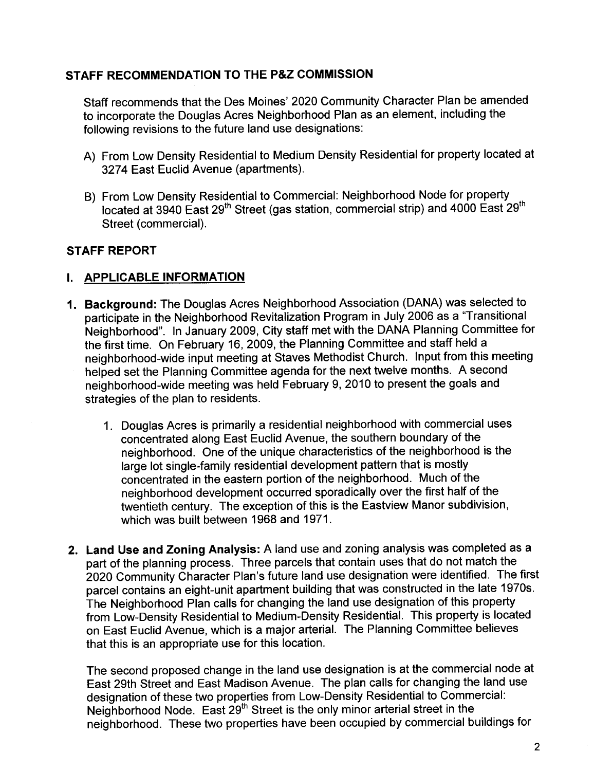## STAFF RECOMMENDATION TO THE P&Z COMMISSION

Staff recommends that the Des Moines' 2020 Community Character Plan be amended to incorporate the Douglas Acres Neighborhood Plan as an element, including the following revisions to the future land use designations:

A) From Low Density Residential to Medium Density Residential for property located at 3274 East Euclid Avenue (apartments).

B) From Low Density Residential to Commercial: Neighborhood Node for property located at 3940 East 29th Street (gas station, commercial strip) and 4000 East 29th Street (commercial).

## STAFF REPORT

### I. APPLICABLE INFORMATION

1. **Background:** The Douglas Acres Neighborhood Association (DANA) was selected to participate in the Neighborhood Revitalization Program in July 2006 as a "Transitional Neighborhood". In January 2009, City staff met with the DANA Planning Committee for the first time. On February 16, 2009, the Planning Committee and staff held a neighborhood-wide input meeting at Staves Methodist Church. Input from this meeting helped set the Planning Committee agenda for the next twelve months. A second neighborhood-wide meeting was held February 9, 2010 to present the goals and strategies of the plan to residents.

   1. Douglas Acres is primarily a residential neighborhood with commercial uses concentrated along East Euclid Avenue, the southern boundary of the neighborhood. One of the unique characteristics of the neighborhood is the large lot single-family residential development pattern that is mostly concentrated in the eastern portion of the neighborhood. Much of the neighborhood development occurred sporadically over the first half of the twentieth century. The exception of this is the Eastview Manor subdivision, which was built between 1968 and 1971.

2. **Land Use and Zoning Analysis:** A land use and zoning analysis was completed as a part of the planning process. Three parcels that contain uses that do not match the 2020 Community Character Plan's future land use designation were identified. The first parcel contains an eight-unit apartment building that was constructed in the late 1970s. The Neighborhood Plan calls for changing the land use designation of this property from Low-Density Residential to Medium-Density Residential. This property is located on East Euclid Avenue, which is a major arterial. The Planning Committee believes that this is an appropriate use for this location.

   The second proposed change in the land use designation is at the commercial node at East 29th Street and East Madison Avenue. The plan calls for changing the land use designation of these two properties from Low-Density Residential to Commercial: Neighborhood Node. East 29th Street is the only minor arterial street in the neighborhood. These two properties have been occupied by commercial buildings for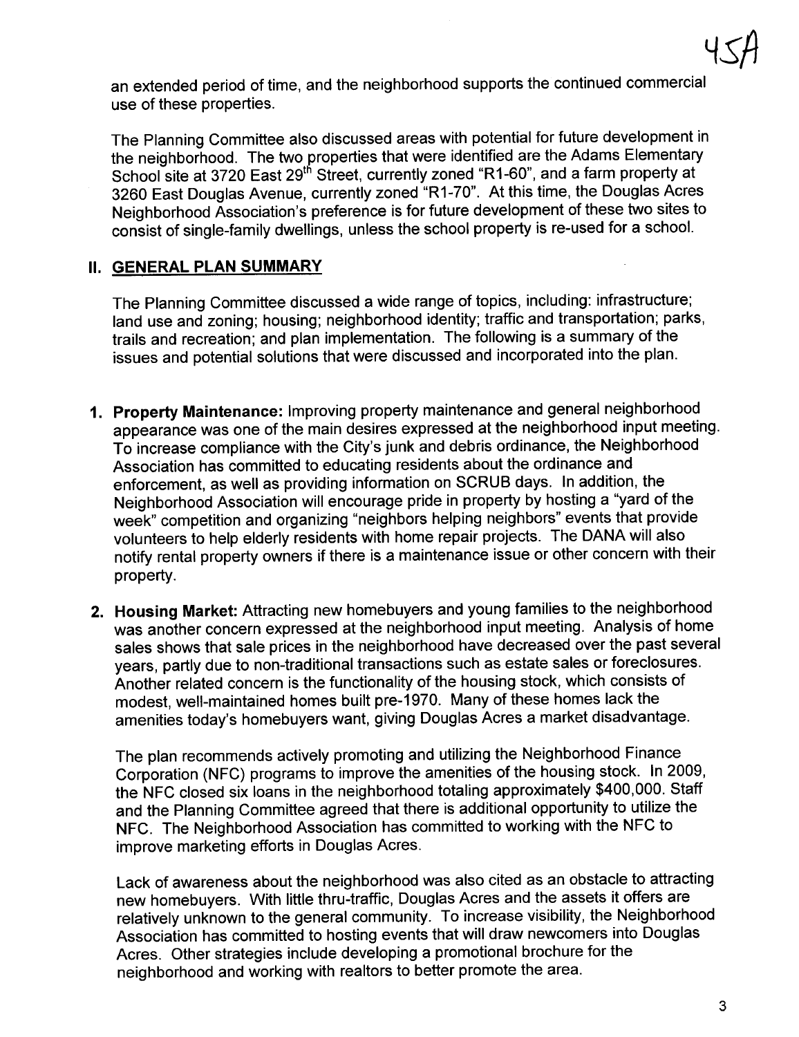an extended period of time, and the neighborhood supports the continued commercial use of these properties.

The Planning Committee also discussed areas with potential for future development in the neighborhood. The two properties that were identified are the Adams Elementary School site at 3720 East 29th Street, currently zoned "R1-60", and a farm property at 3260 East Douglas Avenue, currently zoned "R1-70". At this time, the Douglas Acres Neighborhood Association's preference is for future development of these two sites to consist of single-family dwellings, unless the school property is re-used for a school.

## II. GENERAL PLAN SUMMARY

The Planning Committee discussed a wide range of topics, including: infrastructure; land use and zoning; housing; neighborhood identity; traffic and transportation; parks, trails and recreation; and plan implementation. The following is a summary of the issues and potential solutions that were discussed and incorporated into the plan.

1. **Property Maintenance:** Improving property maintenance and general neighborhood appearance was one of the main desires expressed at the neighborhood input meeting. To increase compliance with the City's junk and debris ordinance, the Neighborhood Association has committed to educating residents about the ordinance and enforcement, as well as providing information on SCRUB days. In addition, the Neighborhood Association will encourage pride in property by hosting a "yard of the week" competition and organizing "neighbors helping neighbors" events that provide volunteers to help elderly residents with home repair projects. The DANA will also notify rental property owners if there is a maintenance issue or other concern with their property.

2. **Housing Market:** Attracting new homebuyers and young families to the neighborhood was another concern expressed at the neighborhood input meeting. Analysis of home sales shows that sale prices in the neighborhood have decreased over the past several years, partly due to non-traditional transactions such as estate sales or foreclosures. Another related concern is the functionality of the housing stock, which consists of modest, well-maintained homes built pre-1970. Many of these homes lack the amenities today's homebuyers want, giving Douglas Acres a market disadvantage.

   The plan recommends actively promoting and utilizing the Neighborhood Finance Corporation (NFC) programs to improve the amenities of the housing stock. In 2009, the NFC closed six loans in the neighborhood totaling approximately $400,000. Staff and the Planning Committee agreed that there is additional opportunity to utilize the NFC. The Neighborhood Association has committed to working with the NFC to improve marketing efforts in Douglas Acres.

   Lack of awareness about the neighborhood was also cited as an obstacle to attracting new homebuyers. With little thru-traffic, Douglas Acres and the assets it offers are relatively unknown to the general community. To increase visibility, the Neighborhood Association has committed to hosting events that will draw newcomers into Douglas Acres. Other strategies include developing a promotional brochure for the neighborhood and working with realtors to better promote the area.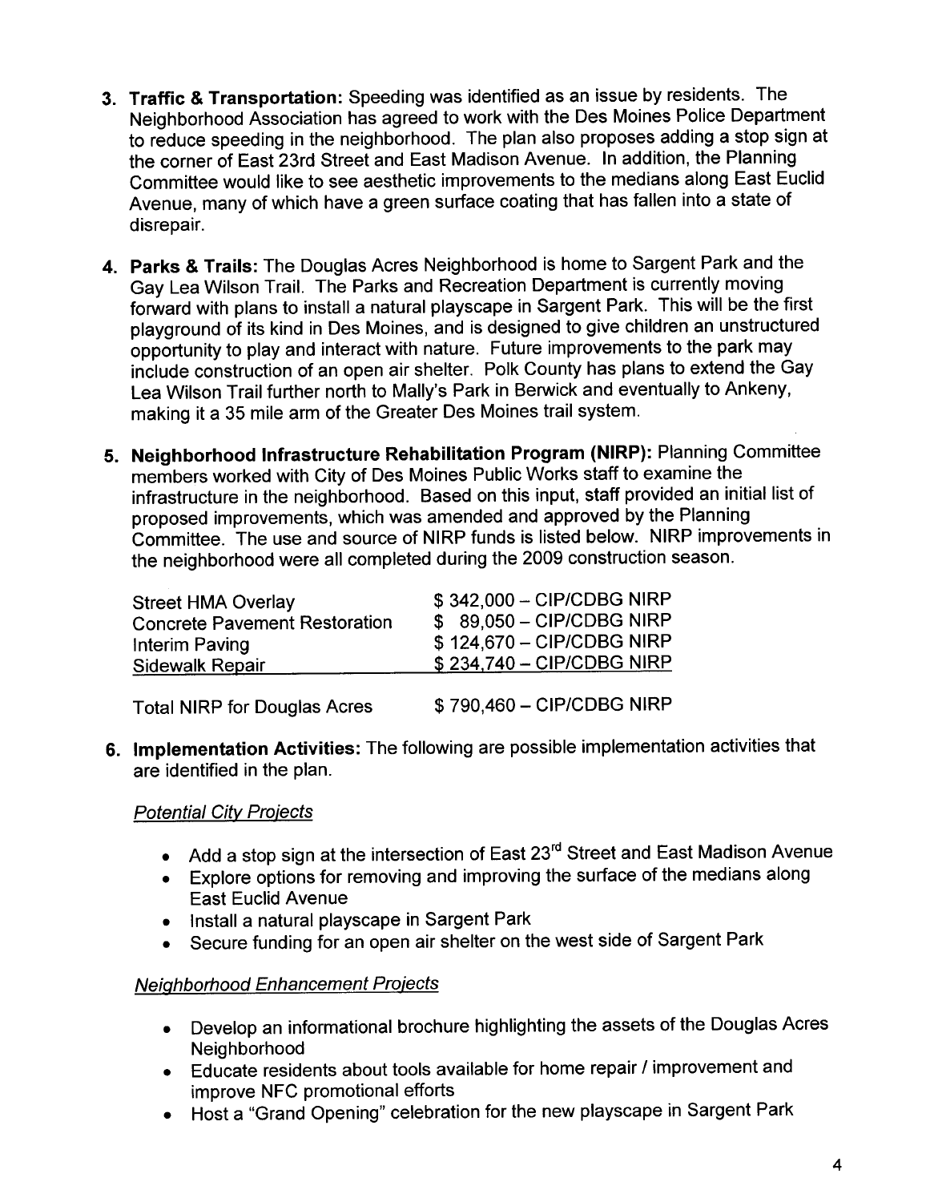3. **Traffic & Transportation:** Speeding was identified as an issue by residents. The Neighborhood Association has agreed to work with the Des Moines Police Department to reduce speeding in the neighborhood. The plan also proposes adding a stop sign at the corner of East 23rd Street and East Madison Avenue. In addition, the Planning Committee would like to see aesthetic improvements to the medians along East Euclid Avenue, many of which have a green surface coating that has fallen into a state of disrepair.

4. **Parks & Trails:** The Douglas Acres Neighborhood is home to Sargent Park and the Gay Lea Wilson Trail. The Parks and Recreation Department is currently moving forward with plans to install a natural playscape in Sargent Park. This will be the first playground of its kind in Des Moines, and is designed to give children an unstructured opportunity to play and interact with nature. Future improvements to the park may include construction of an open air shelter. Polk County has plans to extend the Gay Lea Wilson Trail further north to Mally's Park in Berwick and eventually to Ankeny, making it a 35 mile arm of the Greater Des Moines trail system.

5. **Neighborhood Infrastructure Rehabilitation Program (NIRP):** Planning Committee members worked with City of Des Moines Public Works staff to examine the infrastructure in the neighborhood. Based on this input, staff provided an initial list of proposed improvements, which was amended and approved by the Planning Committee. The use and source of NIRP funds is listed below. NIRP improvements in the neighborhood were all completed during the 2009 construction season.

| | |
|---|---|
| Street HMA Overlay | $ 342,000 – CIP/CDBG NIRP |
| Concrete Pavement Restoration | $ 89,050 – CIP/CDBG NIRP |
| Interim Paving | $ 124,670 – CIP/CDBG NIRP |
| Sidewalk Repair | $ 234,740 – CIP/CDBG NIRP |
| Total NIRP for Douglas Acres | $ 790,460 – CIP/CDBG NIRP |

6. **Implementation Activities:** The following are possible implementation activities that are identified in the plan.

*Potential City Projects*

- Add a stop sign at the intersection of East 23rd Street and East Madison Avenue
- Explore options for removing and improving the surface of the medians along East Euclid Avenue
- Install a natural playscape in Sargent Park
- Secure funding for an open air shelter on the west side of Sargent Park

*Neighborhood Enhancement Projects*

- Develop an informational brochure highlighting the assets of the Douglas Acres Neighborhood
- Educate residents about tools available for home repair / improvement and improve NFC promotional efforts
- Host a "Grand Opening" celebration for the new playscape in Sargent Park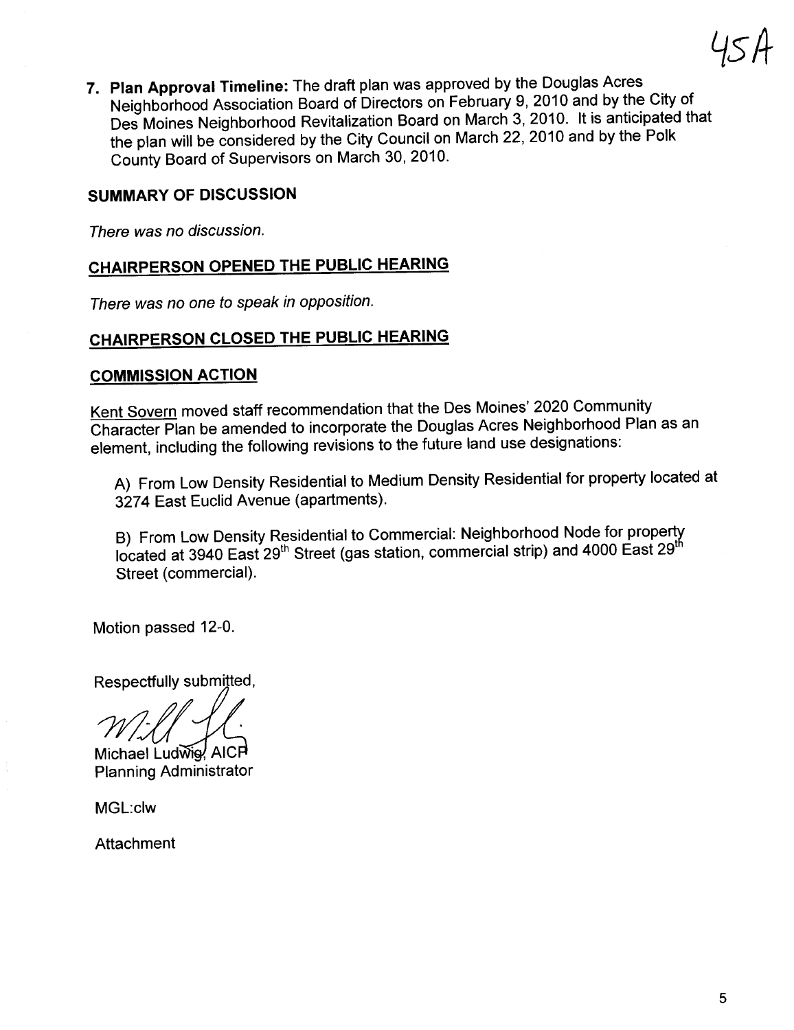45A

7. **Plan Approval Timeline:** The draft plan was approved by the Douglas Acres Neighborhood Association Board of Directors on February 9, 2010 and by the City of Des Moines Neighborhood Revitalization Board on March 3, 2010. It is anticipated that the plan will be considered by the City Council on March 22, 2010 and by the Polk County Board of Supervisors on March 30, 2010.

## SUMMARY OF DISCUSSION

*There was no discussion.*

## CHAIRPERSON OPENED THE PUBLIC HEARING

*There was no one to speak in opposition.*

## CHAIRPERSON CLOSED THE PUBLIC HEARING

## COMMISSION ACTION

Kent Sovern moved staff recommendation that the Des Moines' 2020 Community Character Plan be amended to incorporate the Douglas Acres Neighborhood Plan as an element, including the following revisions to the future land use designations:

A) From Low Density Residential to Medium Density Residential for property located at 3274 East Euclid Avenue (apartments).

B) From Low Density Residential to Commercial: Neighborhood Node for property located at 3940 East 29th Street (gas station, commercial strip) and 4000 East 29th Street (commercial).

Motion passed 12-0.

Respectfully submitted,

Michael Ludwig, AICP
Planning Administrator

MGL:clw

Attachment